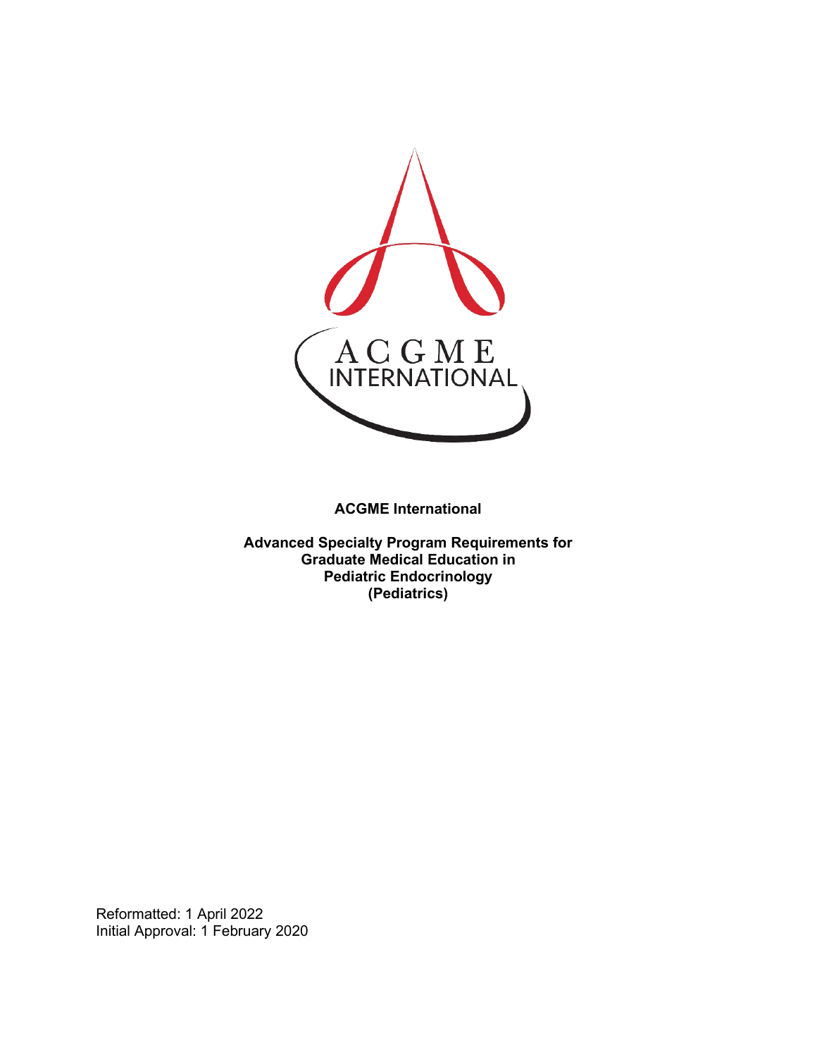ACGME INTERNATIONAL

**ACGME International**

**Advanced Specialty Program Requirements for Graduate Medical Education in Pediatric Endocrinology (Pediatrics)**

Reformatted: 1 April 2022
Initial Approval: 1 February 2020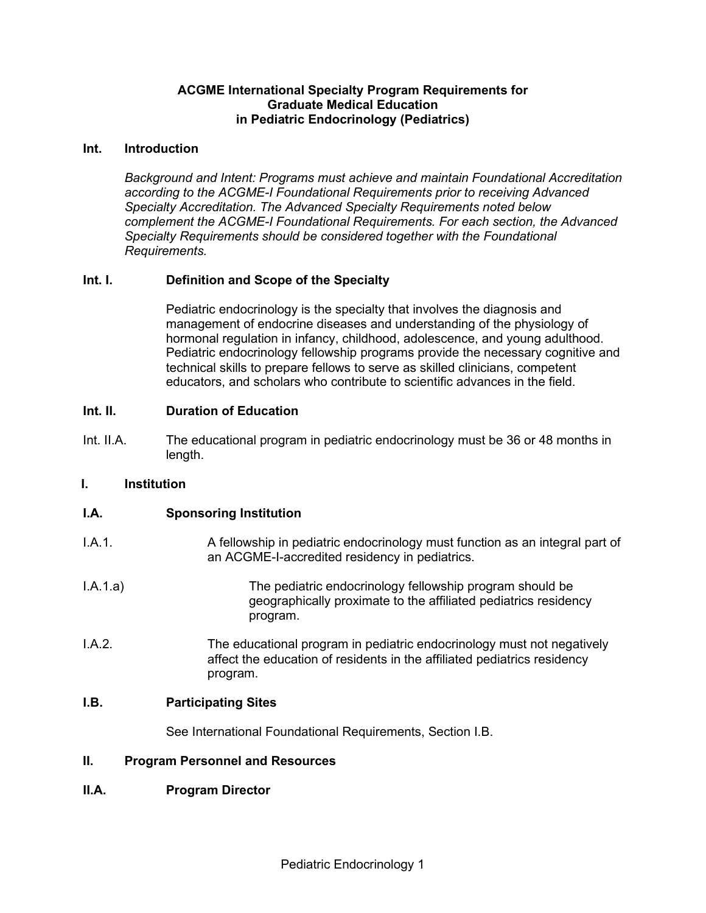# ACGME International Specialty Program Requirements for Graduate Medical Education in Pediatric Endocrinology (Pediatrics)

## Int. Introduction

*Background and Intent: Programs must achieve and maintain Foundational Accreditation according to the ACGME-I Foundational Requirements prior to receiving Advanced Specialty Accreditation. The Advanced Specialty Requirements noted below complement the ACGME-I Foundational Requirements. For each section, the Advanced Specialty Requirements should be considered together with the Foundational Requirements.*

### Int. I. Definition and Scope of the Specialty

Pediatric endocrinology is the specialty that involves the diagnosis and management of endocrine diseases and understanding of the physiology of hormonal regulation in infancy, childhood, adolescence, and young adulthood. Pediatric endocrinology fellowship programs provide the necessary cognitive and technical skills to prepare fellows to serve as skilled clinicians, competent educators, and scholars who contribute to scientific advances in the field.

### Int. II. Duration of Education

Int. II.A. The educational program in pediatric endocrinology must be 36 or 48 months in length.

## I. Institution

### I.A. Sponsoring Institution

I.A.1. A fellowship in pediatric endocrinology must function as an integral part of an ACGME-I-accredited residency in pediatrics.

I.A.1.a) The pediatric endocrinology fellowship program should be geographically proximate to the affiliated pediatrics residency program.

I.A.2. The educational program in pediatric endocrinology must not negatively affect the education of residents in the affiliated pediatrics residency program.

### I.B. Participating Sites

See International Foundational Requirements, Section I.B.

## II. Program Personnel and Resources

### II.A. Program Director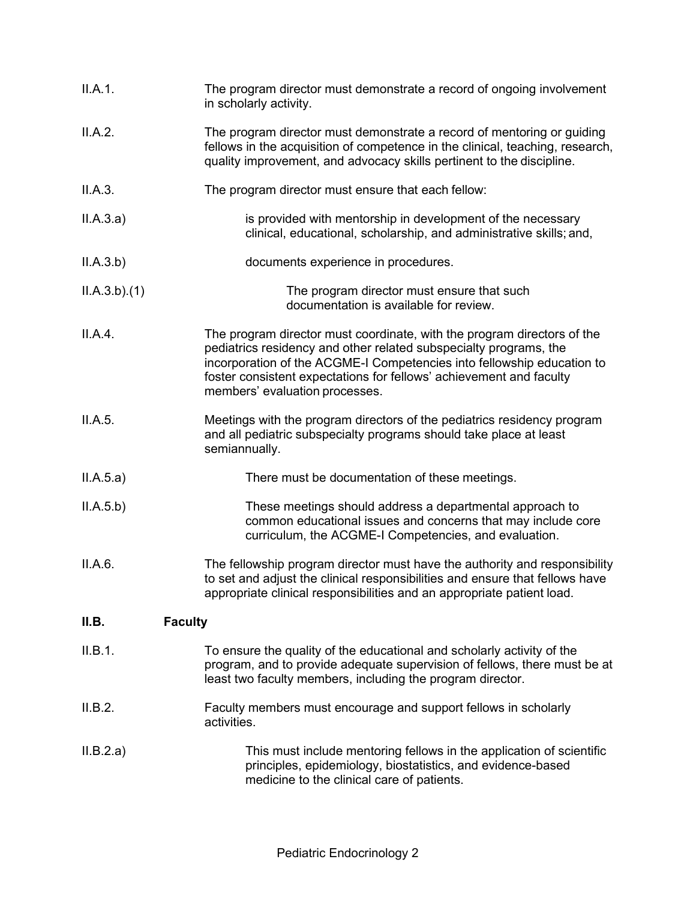II.A.1. The program director must demonstrate a record of ongoing involvement in scholarly activity.

II.A.2. The program director must demonstrate a record of mentoring or guiding fellows in the acquisition of competence in the clinical, teaching, research, quality improvement, and advocacy skills pertinent to the discipline.

II.A.3. The program director must ensure that each fellow:

II.A.3.a) is provided with mentorship in development of the necessary clinical, educational, scholarship, and administrative skills; and,

II.A.3.b) documents experience in procedures.

II.A.3.b).(1) The program director must ensure that such documentation is available for review.

II.A.4. The program director must coordinate, with the program directors of the pediatrics residency and other related subspecialty programs, the incorporation of the ACGME-I Competencies into fellowship education to foster consistent expectations for fellows' achievement and faculty members' evaluation processes.

II.A.5. Meetings with the program directors of the pediatrics residency program and all pediatric subspecialty programs should take place at least semiannually.

II.A.5.a) There must be documentation of these meetings.

II.A.5.b) These meetings should address a departmental approach to common educational issues and concerns that may include core curriculum, the ACGME-I Competencies, and evaluation.

II.A.6. The fellowship program director must have the authority and responsibility to set and adjust the clinical responsibilities and ensure that fellows have appropriate clinical responsibilities and an appropriate patient load.

## II.B. Faculty

II.B.1. To ensure the quality of the educational and scholarly activity of the program, and to provide adequate supervision of fellows, there must be at least two faculty members, including the program director.

II.B.2. Faculty members must encourage and support fellows in scholarly activities.

II.B.2.a) This must include mentoring fellows in the application of scientific principles, epidemiology, biostatistics, and evidence-based medicine to the clinical care of patients.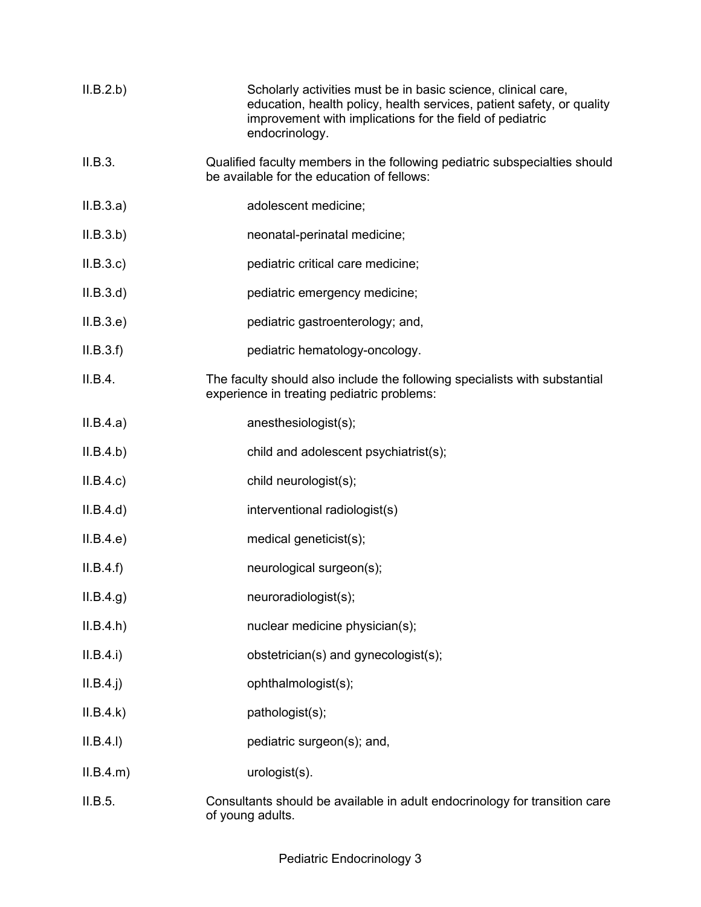II.B.2.b) Scholarly activities must be in basic science, clinical care, education, health policy, health services, patient safety, or quality improvement with implications for the field of pediatric endocrinology.

II.B.3. Qualified faculty members in the following pediatric subspecialties should be available for the education of fellows:

II.B.3.a) adolescent medicine;

II.B.3.b) neonatal-perinatal medicine;

II.B.3.c) pediatric critical care medicine;

II.B.3.d) pediatric emergency medicine;

II.B.3.e) pediatric gastroenterology; and,

II.B.3.f) pediatric hematology-oncology.

II.B.4. The faculty should also include the following specialists with substantial experience in treating pediatric problems:

II.B.4.a) anesthesiologist(s);

II.B.4.b) child and adolescent psychiatrist(s);

II.B.4.c) child neurologist(s);

II.B.4.d) interventional radiologist(s)

II.B.4.e) medical geneticist(s);

II.B.4.f) neurological surgeon(s);

II.B.4.g) neuroradiologist(s);

II.B.4.h) nuclear medicine physician(s);

II.B.4.i) obstetrician(s) and gynecologist(s);

II.B.4.j) ophthalmologist(s);

II.B.4.k) pathologist(s);

II.B.4.l) pediatric surgeon(s); and,

II.B.4.m) urologist(s).

II.B.5. Consultants should be available in adult endocrinology for transition care of young adults.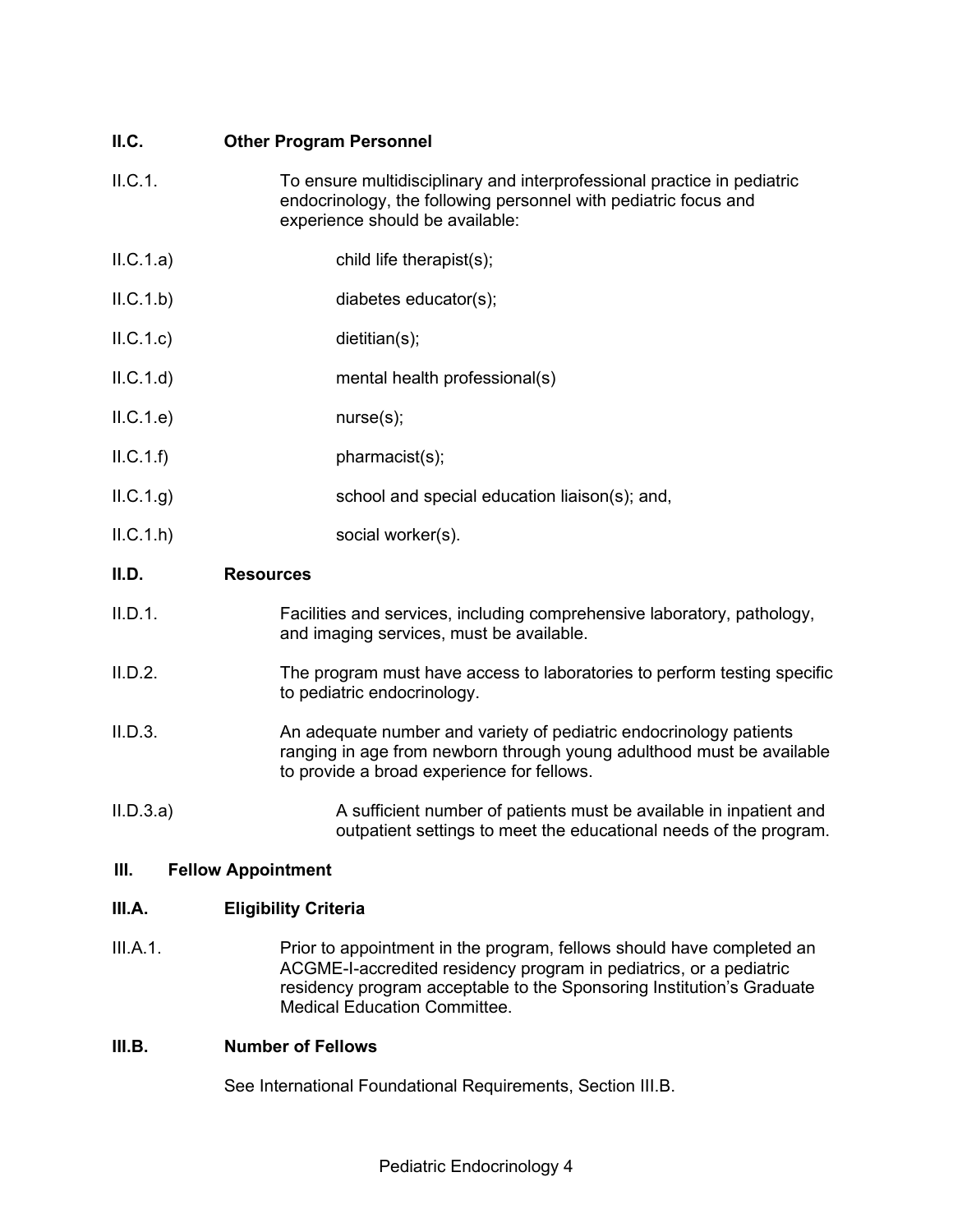**II.C. Other Program Personnel**

II.C.1. To ensure multidisciplinary and interprofessional practice in pediatric endocrinology, the following personnel with pediatric focus and experience should be available:

II.C.1.a) child life therapist(s);

II.C.1.b) diabetes educator(s);

II.C.1.c) dietitian(s);

II.C.1.d) mental health professional(s)

II.C.1.e) nurse(s);

II.C.1.f) pharmacist(s);

II.C.1.g) school and special education liaison(s); and,

II.C.1.h) social worker(s).

**II.D. Resources**

II.D.1. Facilities and services, including comprehensive laboratory, pathology, and imaging services, must be available.

II.D.2. The program must have access to laboratories to perform testing specific to pediatric endocrinology.

II.D.3. An adequate number and variety of pediatric endocrinology patients ranging in age from newborn through young adulthood must be available to provide a broad experience for fellows.

II.D.3.a) A sufficient number of patients must be available in inpatient and outpatient settings to meet the educational needs of the program.

## III. Fellow Appointment

**III.A. Eligibility Criteria**

III.A.1. Prior to appointment in the program, fellows should have completed an ACGME-I-accredited residency program in pediatrics, or a pediatric residency program acceptable to the Sponsoring Institution's Graduate Medical Education Committee.

**III.B. Number of Fellows**

See International Foundational Requirements, Section III.B.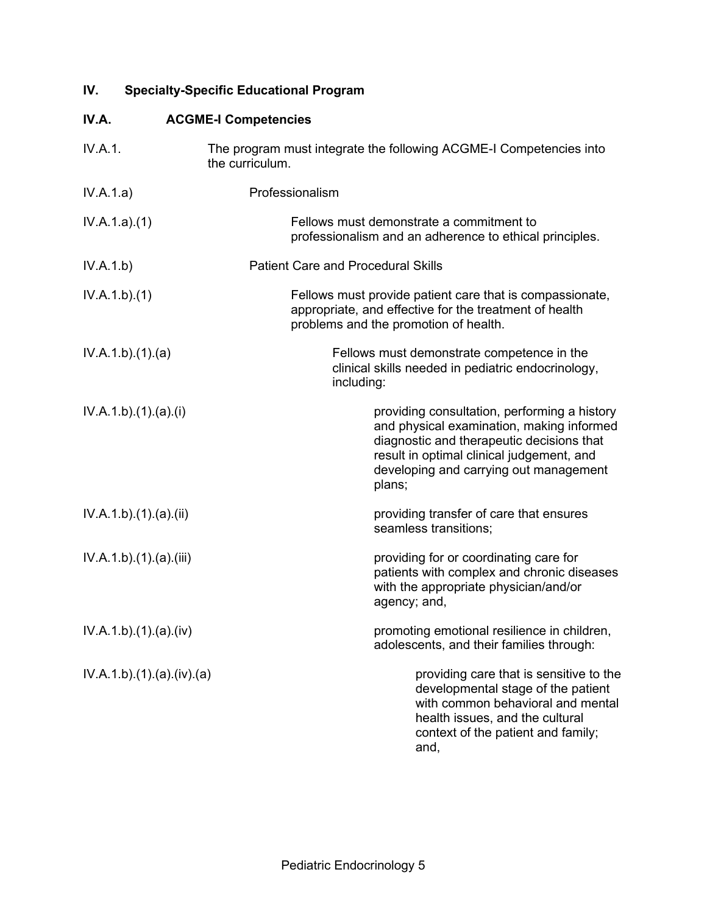## IV. Specialty-Specific Educational Program

### IV.A. ACGME-I Competencies

IV.A.1. The program must integrate the following ACGME-I Competencies into the curriculum.

IV.A.1.a) Professionalism

IV.A.1.a).(1) Fellows must demonstrate a commitment to professionalism and an adherence to ethical principles.

IV.A.1.b) Patient Care and Procedural Skills

IV.A.1.b).(1) Fellows must provide patient care that is compassionate, appropriate, and effective for the treatment of health problems and the promotion of health.

IV.A.1.b).(1).(a) Fellows must demonstrate competence in the clinical skills needed in pediatric endocrinology, including:

IV.A.1.b).(1).(a).(i) providing consultation, performing a history and physical examination, making informed diagnostic and therapeutic decisions that result in optimal clinical judgement, and developing and carrying out management plans;

IV.A.1.b).(1).(a).(ii) providing transfer of care that ensures seamless transitions;

IV.A.1.b).(1).(a).(iii) providing for or coordinating care for patients with complex and chronic diseases with the appropriate physician/and/or agency; and,

IV.A.1.b).(1).(a).(iv) promoting emotional resilience in children, adolescents, and their families through:

IV.A.1.b).(1).(a).(iv).(a) providing care that is sensitive to the developmental stage of the patient with common behavioral and mental health issues, and the cultural context of the patient and family; and,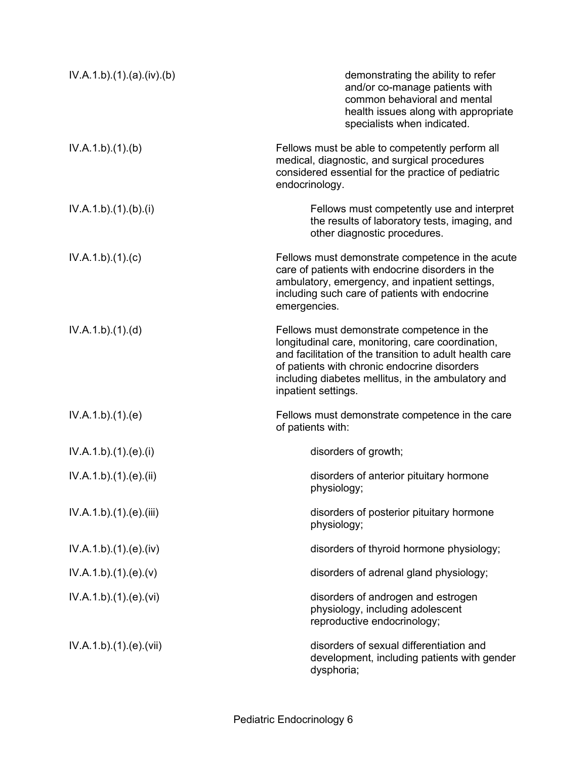| | |
|---|---|
| IV.A.1.b).(1).(a).(iv).(b) | demonstrating the ability to refer and/or co-manage patients with common behavioral and mental health issues along with appropriate specialists when indicated. |
| IV.A.1.b).(1).(b) | Fellows must be able to competently perform all medical, diagnostic, and surgical procedures considered essential for the practice of pediatric endocrinology. |
| IV.A.1.b).(1).(b).(i) | Fellows must competently use and interpret the results of laboratory tests, imaging, and other diagnostic procedures. |
| IV.A.1.b).(1).(c) | Fellows must demonstrate competence in the acute care of patients with endocrine disorders in the ambulatory, emergency, and inpatient settings, including such care of patients with endocrine emergencies. |
| IV.A.1.b).(1).(d) | Fellows must demonstrate competence in the longitudinal care, monitoring, care coordination, and facilitation of the transition to adult health care of patients with chronic endocrine disorders including diabetes mellitus, in the ambulatory and inpatient settings. |
| IV.A.1.b).(1).(e) | Fellows must demonstrate competence in the care of patients with: |
| IV.A.1.b).(1).(e).(i) | disorders of growth; |
| IV.A.1.b).(1).(e).(ii) | disorders of anterior pituitary hormone physiology; |
| IV.A.1.b).(1).(e).(iii) | disorders of posterior pituitary hormone physiology; |
| IV.A.1.b).(1).(e).(iv) | disorders of thyroid hormone physiology; |
| IV.A.1.b).(1).(e).(v) | disorders of adrenal gland physiology; |
| IV.A.1.b).(1).(e).(vi) | disorders of androgen and estrogen physiology, including adolescent reproductive endocrinology; |
| IV.A.1.b).(1).(e).(vii) | disorders of sexual differentiation and development, including patients with gender dysphoria; |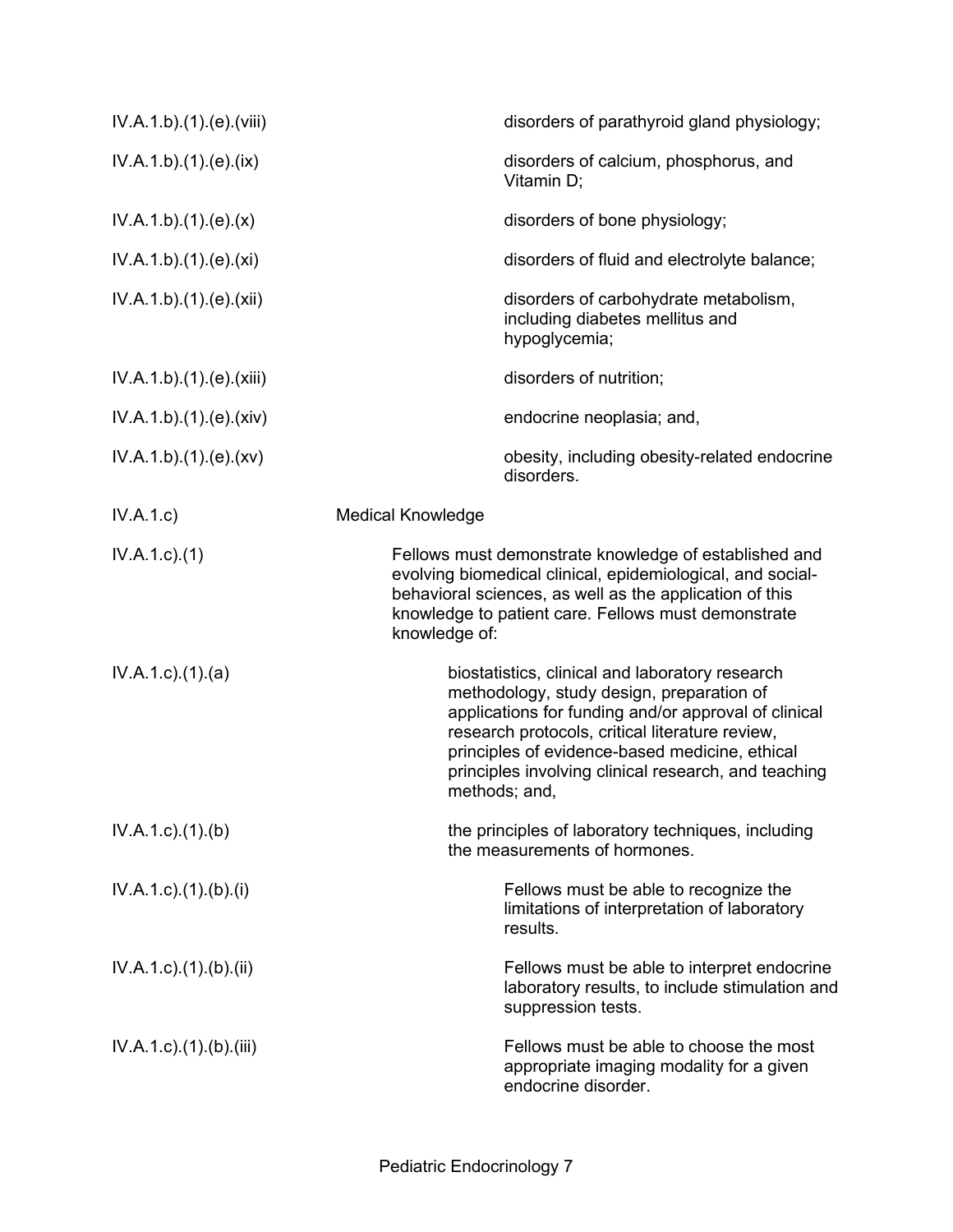| | |
|---|---|
| IV.A.1.b).(1).(e).(viii) | disorders of parathyroid gland physiology; |
| IV.A.1.b).(1).(e).(ix) | disorders of calcium, phosphorus, and Vitamin D; |
| IV.A.1.b).(1).(e).(x) | disorders of bone physiology; |
| IV.A.1.b).(1).(e).(xi) | disorders of fluid and electrolyte balance; |
| IV.A.1.b).(1).(e).(xii) | disorders of carbohydrate metabolism, including diabetes mellitus and hypoglycemia; |
| IV.A.1.b).(1).(e).(xiii) | disorders of nutrition; |
| IV.A.1.b).(1).(e).(xiv) | endocrine neoplasia; and, |
| IV.A.1.b).(1).(e).(xv) | obesity, including obesity-related endocrine disorders. |
| IV.A.1.c) | Medical Knowledge |
| IV.A.1.c).(1) | Fellows must demonstrate knowledge of established and evolving biomedical clinical, epidemiological, and social-behavioral sciences, as well as the application of this knowledge to patient care. Fellows must demonstrate knowledge of: |
| IV.A.1.c).(1).(a) | biostatistics, clinical and laboratory research methodology, study design, preparation of applications for funding and/or approval of clinical research protocols, critical literature review, principles of evidence-based medicine, ethical principles involving clinical research, and teaching methods; and, |
| IV.A.1.c).(1).(b) | the principles of laboratory techniques, including the measurements of hormones. |
| IV.A.1.c).(1).(b).(i) | Fellows must be able to recognize the limitations of interpretation of laboratory results. |
| IV.A.1.c).(1).(b).(ii) | Fellows must be able to interpret endocrine laboratory results, to include stimulation and suppression tests. |
| IV.A.1.c).(1).(b).(iii) | Fellows must be able to choose the most appropriate imaging modality for a given endocrine disorder. |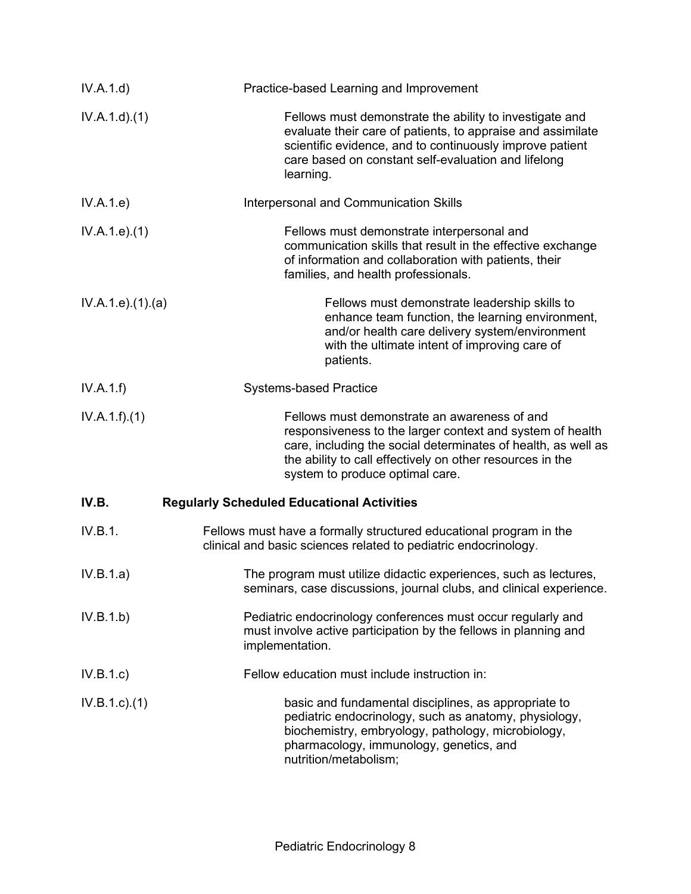IV.A.1.d) Practice-based Learning and Improvement

IV.A.1.d).(1) Fellows must demonstrate the ability to investigate and evaluate their care of patients, to appraise and assimilate scientific evidence, and to continuously improve patient care based on constant self-evaluation and lifelong learning.

IV.A.1.e) Interpersonal and Communication Skills

IV.A.1.e).(1) Fellows must demonstrate interpersonal and communication skills that result in the effective exchange of information and collaboration with patients, their families, and health professionals.

IV.A.1.e).(1).(a) Fellows must demonstrate leadership skills to enhance team function, the learning environment, and/or health care delivery system/environment with the ultimate intent of improving care of patients.

IV.A.1.f) Systems-based Practice

IV.A.1.f).(1) Fellows must demonstrate an awareness of and responsiveness to the larger context and system of health care, including the social determinates of health, as well as the ability to call effectively on other resources in the system to produce optimal care.

**IV.B. Regularly Scheduled Educational Activities**

IV.B.1. Fellows must have a formally structured educational program in the clinical and basic sciences related to pediatric endocrinology.

IV.B.1.a) The program must utilize didactic experiences, such as lectures, seminars, case discussions, journal clubs, and clinical experience.

IV.B.1.b) Pediatric endocrinology conferences must occur regularly and must involve active participation by the fellows in planning and implementation.

IV.B.1.c) Fellow education must include instruction in:

IV.B.1.c).(1) basic and fundamental disciplines, as appropriate to pediatric endocrinology, such as anatomy, physiology, biochemistry, embryology, pathology, microbiology, pharmacology, immunology, genetics, and nutrition/metabolism;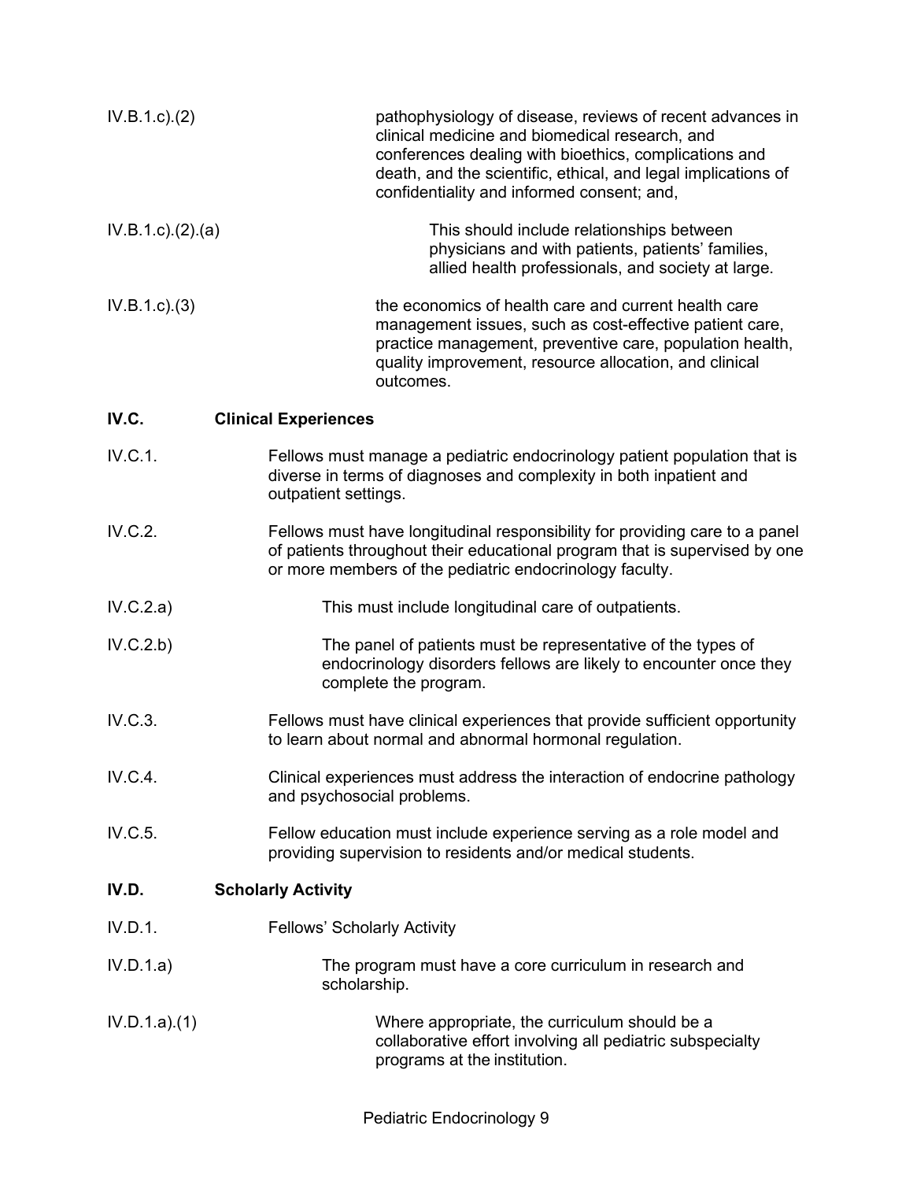IV.B.1.c).(2) pathophysiology of disease, reviews of recent advances in clinical medicine and biomedical research, and conferences dealing with bioethics, complications and death, and the scientific, ethical, and legal implications of confidentiality and informed consent; and,

IV.B.1.c).(2).(a) This should include relationships between physicians and with patients, patients' families, allied health professionals, and society at large.

IV.B.1.c).(3) the economics of health care and current health care management issues, such as cost-effective patient care, practice management, preventive care, population health, quality improvement, resource allocation, and clinical outcomes.

## IV.C. Clinical Experiences

IV.C.1. Fellows must manage a pediatric endocrinology patient population that is diverse in terms of diagnoses and complexity in both inpatient and outpatient settings.

IV.C.2. Fellows must have longitudinal responsibility for providing care to a panel of patients throughout their educational program that is supervised by one or more members of the pediatric endocrinology faculty.

IV.C.2.a) This must include longitudinal care of outpatients.

IV.C.2.b) The panel of patients must be representative of the types of endocrinology disorders fellows are likely to encounter once they complete the program.

IV.C.3. Fellows must have clinical experiences that provide sufficient opportunity to learn about normal and abnormal hormonal regulation.

IV.C.4. Clinical experiences must address the interaction of endocrine pathology and psychosocial problems.

IV.C.5. Fellow education must include experience serving as a role model and providing supervision to residents and/or medical students.

## IV.D. Scholarly Activity

IV.D.1. Fellows' Scholarly Activity

IV.D.1.a) The program must have a core curriculum in research and scholarship.

IV.D.1.a).(1) Where appropriate, the curriculum should be a collaborative effort involving all pediatric subspecialty programs at the institution.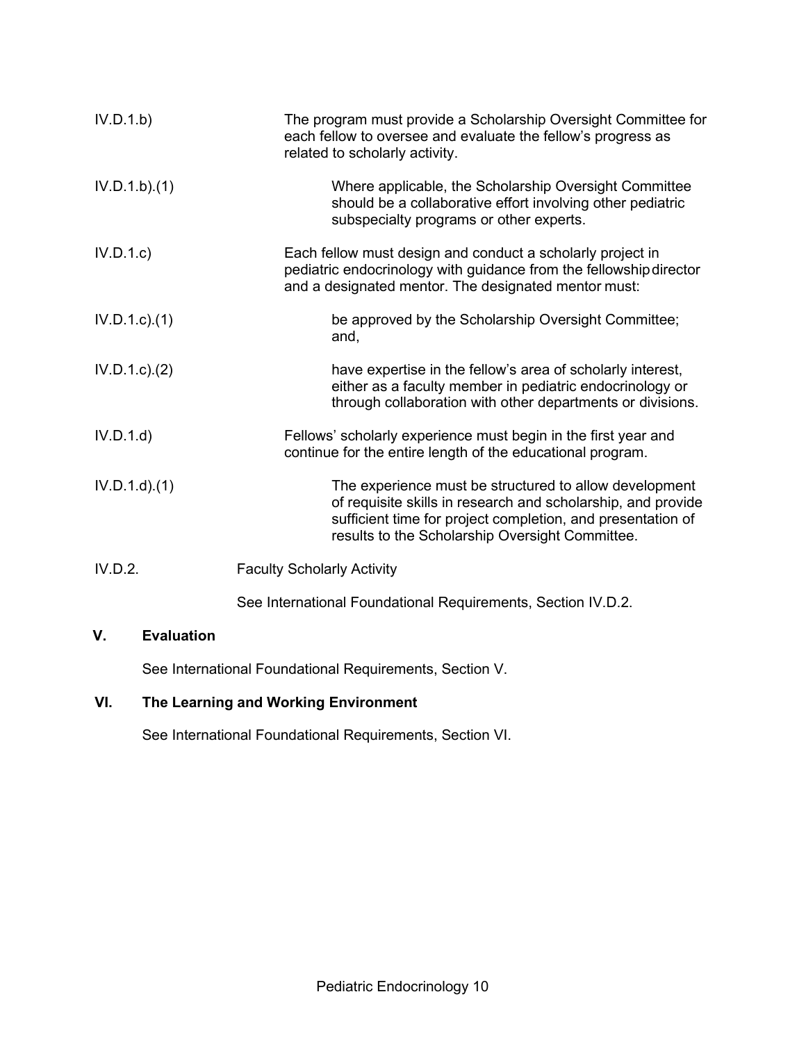IV.D.1.b) The program must provide a Scholarship Oversight Committee for each fellow to oversee and evaluate the fellow's progress as related to scholarly activity.

IV.D.1.b).(1) Where applicable, the Scholarship Oversight Committee should be a collaborative effort involving other pediatric subspecialty programs or other experts.

IV.D.1.c) Each fellow must design and conduct a scholarly project in pediatric endocrinology with guidance from the fellowship director and a designated mentor. The designated mentor must:

IV.D.1.c).(1) be approved by the Scholarship Oversight Committee; and,

IV.D.1.c).(2) have expertise in the fellow's area of scholarly interest, either as a faculty member in pediatric endocrinology or through collaboration with other departments or divisions.

IV.D.1.d) Fellows' scholarly experience must begin in the first year and continue for the entire length of the educational program.

IV.D.1.d).(1) The experience must be structured to allow development of requisite skills in research and scholarship, and provide sufficient time for project completion, and presentation of results to the Scholarship Oversight Committee.

IV.D.2. Faculty Scholarly Activity

See International Foundational Requirements, Section IV.D.2.

## V. Evaluation

See International Foundational Requirements, Section V.

## VI. The Learning and Working Environment

See International Foundational Requirements, Section VI.